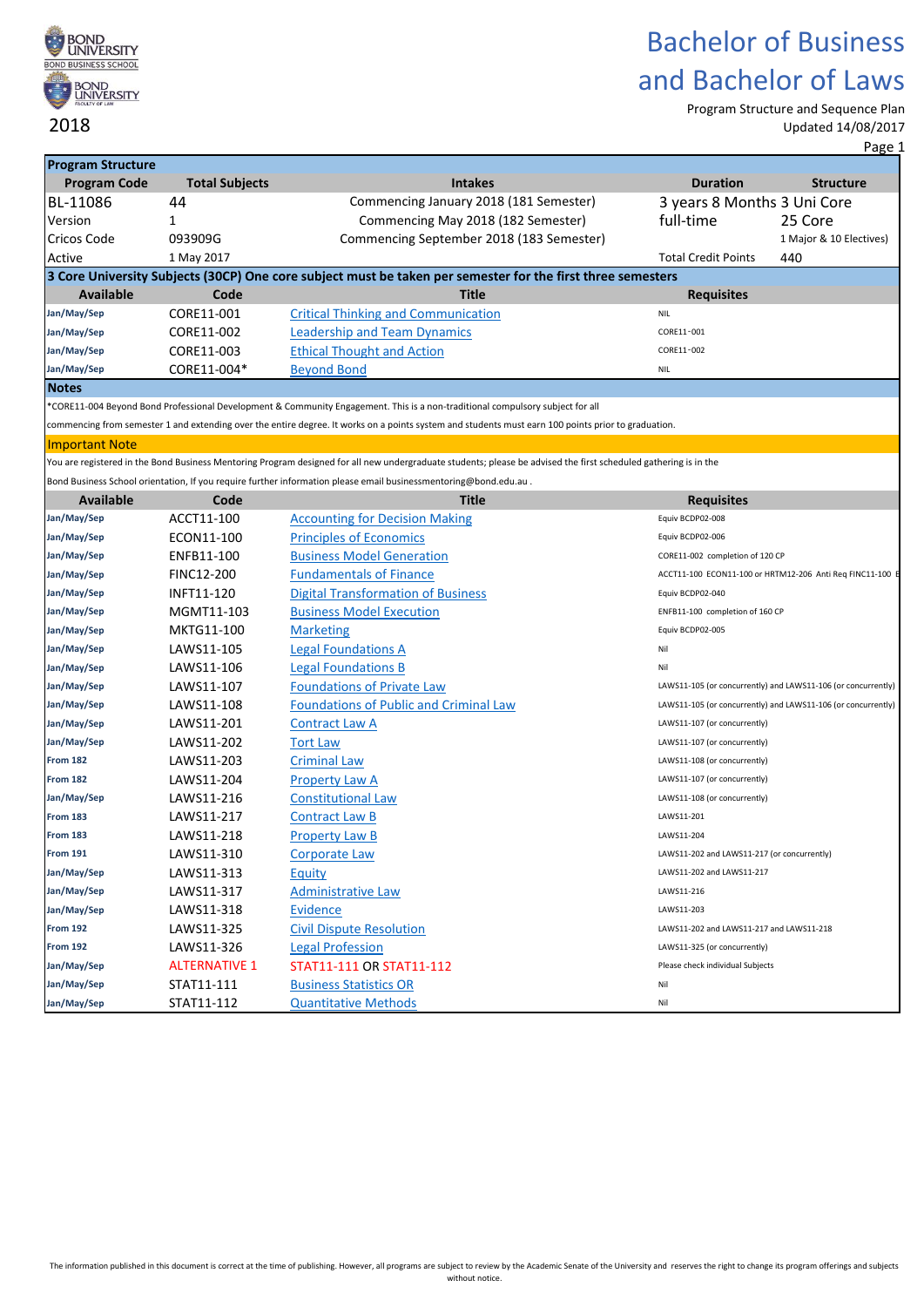# Bachelor of Business and Bachelor of Laws

2018

Program Structure and Sequence Plan
Updated 14/08/2017

## Program Structure

| Program Code | Total Subjects | Intakes | Duration | Structure |
|---|---|---|---|---|
| BL-11086 | 44 | Commencing January 2018 (181 Semester) | 3 years 8 Months | 3 Uni Core |
| Version | 1 | Commencing May 2018 (182 Semester) | full-time | 25 Core |
| Cricos Code | 093909G | Commencing September 2018 (183 Semester) | | 1 Major & 10 Electives) |
| Active | 1 May 2017 | | Total Credit Points | 440 |

## 3 Core University Subjects (30CP) One core subject must be taken per semester for the first three semesters

| Available | Code | Title | Requisites |
|---|---|---|---|
| Jan/May/Sep | CORE11-001 | Critical Thinking and Communication | NIL |
| Jan/May/Sep | CORE11-002 | Leadership and Team Dynamics | CORE11-001 |
| Jan/May/Sep | CORE11-003 | Ethical Thought and Action | CORE11-002 |
| Jan/May/Sep | CORE11-004* | Beyond Bond | NIL |

## Notes

*CORE11-004 Beyond Bond Professional Development & Community Engagement. This is a non-traditional compulsory subject for all commencing from semester 1 and extending over the entire degree. It works on a points system and students must earn 100 points prior to graduation.

## Important Note

You are registered in the Bond Business Mentoring Program designed for all new undergraduate students; please be advised the first scheduled gathering is in the Bond Business School orientation, If you require further information please email businessmentoring@bond.edu.au .

| Available | Code | Title | Requisites |
|---|---|---|---|
| Jan/May/Sep | ACCT11-100 | Accounting for Decision Making | Equiv BCDP02-008 |
| Jan/May/Sep | ECON11-100 | Principles of Economics | Equiv BCDP02-006 |
| Jan/May/Sep | ENFB11-100 | Business Model Generation | CORE11-002 completion of 120 CP |
| Jan/May/Sep | FINC12-200 | Fundamentals of Finance | ACCT11-100 ECON11-100 or HRTM12-206 Anti Req FINC11-100 E |
| Jan/May/Sep | INFT11-120 | Digital Transformation of Business | Equiv BCDP02-040 |
| Jan/May/Sep | MGMT11-103 | Business Model Execution | ENFB11-100 completion of 160 CP |
| Jan/May/Sep | MKTG11-100 | Marketing | Equiv BCDP02-005 |
| Jan/May/Sep | LAWS11-105 | Legal Foundations A | Nil |
| Jan/May/Sep | LAWS11-106 | Legal Foundations B | Nil |
| Jan/May/Sep | LAWS11-107 | Foundations of Private Law | LAWS11-105 (or concurrently) and LAWS11-106 (or concurrently) |
| Jan/May/Sep | LAWS11-108 | Foundations of Public and Criminal Law | LAWS11-105 (or concurrently) and LAWS11-106 (or concurrently) |
| Jan/May/Sep | LAWS11-201 | Contract Law A | LAWS11-107 (or concurrently) |
| Jan/May/Sep | LAWS11-202 | Tort Law | LAWS11-107 (or concurrently) |
| From 182 | LAWS11-203 | Criminal Law | LAWS11-108 (or concurrently) |
| From 182 | LAWS11-204 | Property Law A | LAWS11-107 (or concurrently) |
| Jan/May/Sep | LAWS11-216 | Constitutional Law | LAWS11-108 (or concurrently) |
| From 183 | LAWS11-217 | Contract Law B | LAWS11-201 |
| From 183 | LAWS11-218 | Property Law B | LAWS11-204 |
| From 191 | LAWS11-310 | Corporate Law | LAWS11-202 and LAWS11-217 (or concurrently) |
| Jan/May/Sep | LAWS11-313 | Equity | LAWS11-202 and LAWS11-217 |
| Jan/May/Sep | LAWS11-317 | Administrative Law | LAWS11-216 |
| Jan/May/Sep | LAWS11-318 | Evidence | LAWS11-203 |
| From 192 | LAWS11-325 | Civil Dispute Resolution | LAWS11-202 and LAWS11-217 and LAWS11-218 |
| From 192 | LAWS11-326 | Legal Profession | LAWS11-325 (or concurrently) |
| Jan/May/Sep | ALTERNATIVE 1 | STAT11-111 OR STAT11-112 | Please check individual Subjects |
| Jan/May/Sep | STAT11-111 | Business Statistics OR | Nil |
| Jan/May/Sep | STAT11-112 | Quantitative Methods | Nil |

The information published in this document is correct at the time of publishing. However, all programs are subject to review by the Academic Senate of the University and reserves the right to change its program offerings and subjects without notice.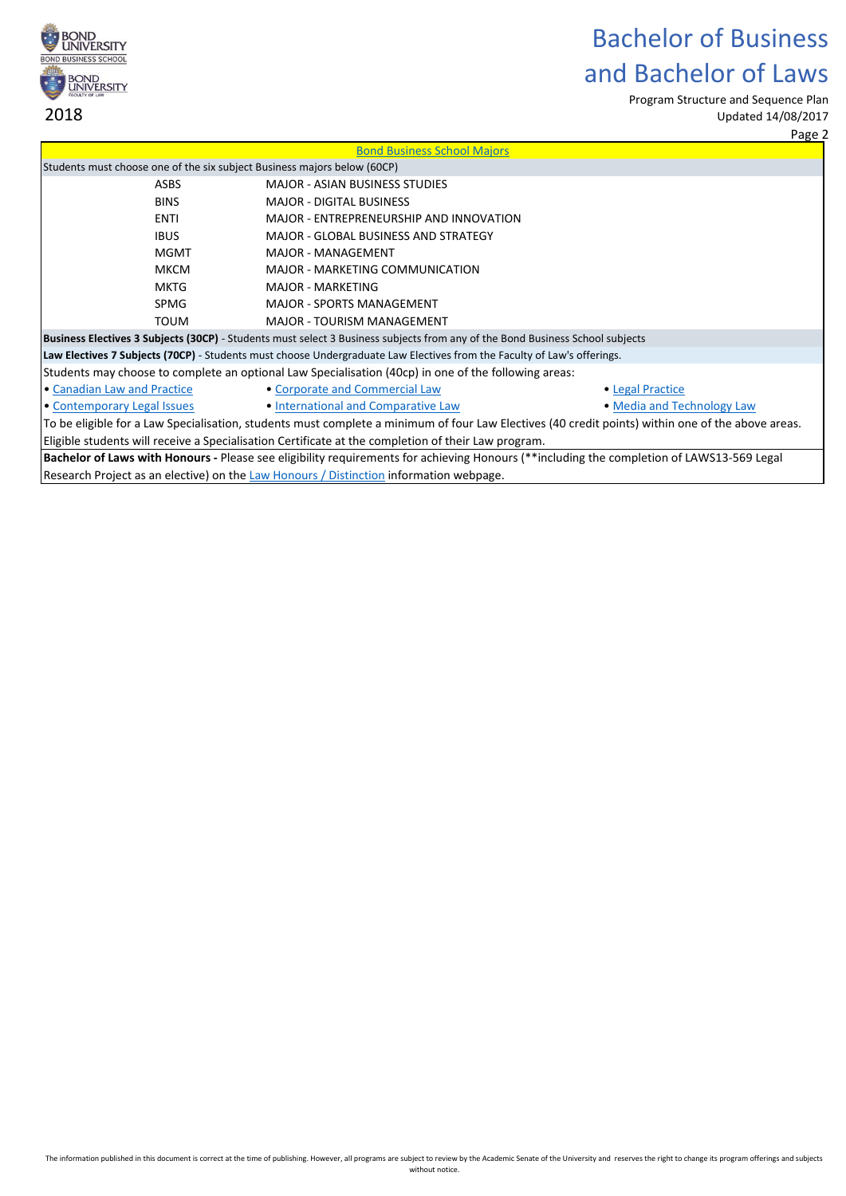# Bachelor of Business and Bachelor of Laws

2018

Program Structure and Sequence Plan
Updated 14/08/2017

## Bond Business School Majors

Students must choose one of the six subject Business majors below (60CP)

| Code | Major |
| --- | --- |
| ASBS | MAJOR - ASIAN BUSINESS STUDIES |
| BINS | MAJOR - DIGITAL BUSINESS |
| ENTI | MAJOR - ENTREPRENEURSHIP AND INNOVATION |
| IBUS | MAJOR - GLOBAL BUSINESS AND STRATEGY |
| MGMT | MAJOR - MANAGEMENT |
| MKCM | MAJOR - MARKETING COMMUNICATION |
| MKTG | MAJOR - MARKETING |
| SPMG | MAJOR - SPORTS MANAGEMENT |
| TOUM | MAJOR - TOURISM MANAGEMENT |

**Business Electives 3 Subjects (30CP)** - Students must select 3 Business subjects from any of the Bond Business School subjects

**Law Electives 7 Subjects (70CP)** - Students must choose Undergraduate Law Electives from the Faculty of Law's offerings.

Students may choose to complete an optional Law Specialisation (40cp) in one of the following areas:

- Canadian Law and Practice
- Corporate and Commercial Law
- Legal Practice
- Contemporary Legal Issues
- International and Comparative Law
- Media and Technology Law

To be eligible for a Law Specialisation, students must complete a minimum of four Law Electives (40 credit points) within one of the above areas. Eligible students will receive a Specialisation Certificate at the completion of their Law program.

**Bachelor of Laws with Honours -** Please see eligibility requirements for achieving Honours (**including the completion of LAWS13-569 Legal Research Project as an elective) on the Law Honours / Distinction information webpage.

The information published in this document is correct at the time of publishing. However, all programs are subject to review by the Academic Senate of the University and reserves the right to change its program offerings and subjects without notice.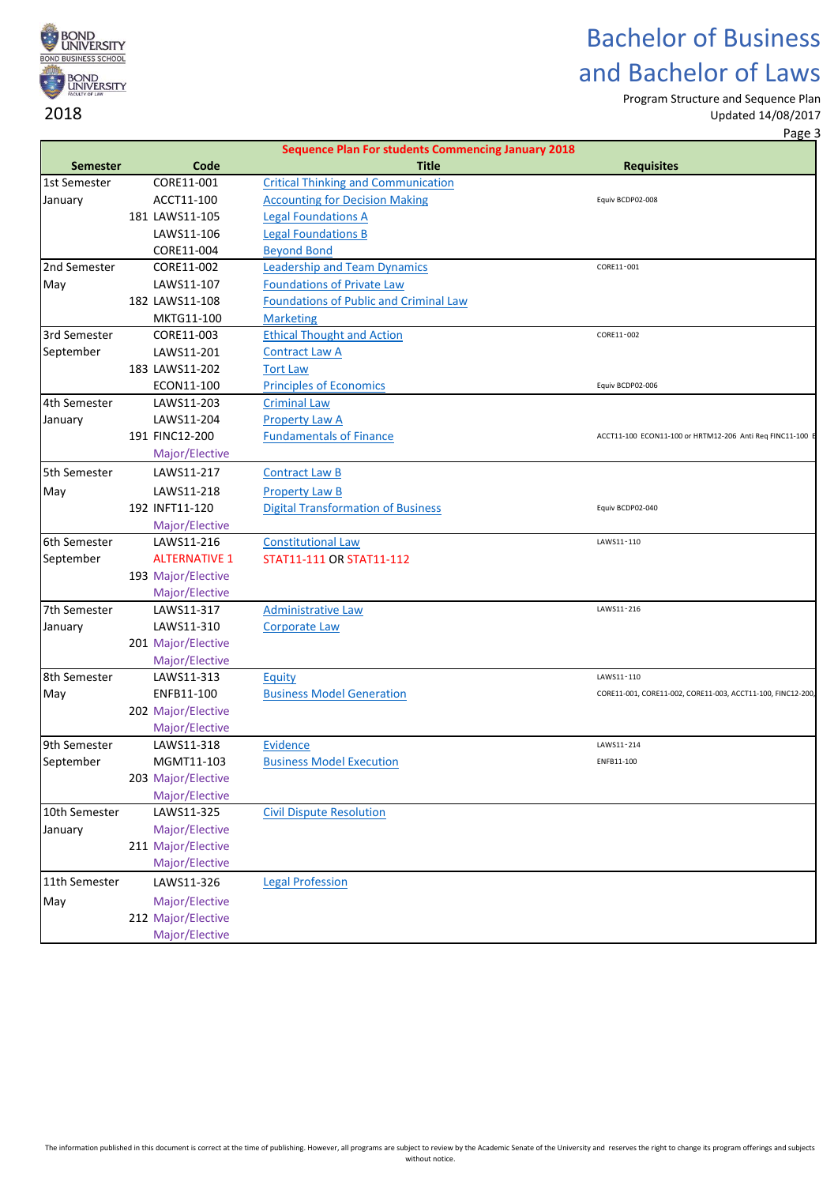# Bachelor of Business and Bachelor of Laws

2018

Program Structure and Sequence Plan
Updated 14/08/2017

| Semester | Code | Title | Requisites |
|---|---|---|---|
| **Sequence Plan For students Commencing January 2018** | | | |
| 1st Semester | CORE11-001 | Critical Thinking and Communication | |
| January | ACCT11-100 | Accounting for Decision Making | Equiv BCDP02-008 |
| | 181 LAWS11-105 | Legal Foundations A | |
| | LAWS11-106 | Legal Foundations B | |
| | CORE11-004 | Beyond Bond | |
| 2nd Semester | CORE11-002 | Leadership and Team Dynamics | CORE11-001 |
| May | LAWS11-107 | Foundations of Private Law | |
| | 182 LAWS11-108 | Foundations of Public and Criminal Law | |
| | MKTG11-100 | Marketing | |
| 3rd Semester | CORE11-003 | Ethical Thought and Action | CORE11-002 |
| September | LAWS11-201 | Contract Law A | |
| | 183 LAWS11-202 | Tort Law | |
| | ECON11-100 | Principles of Economics | Equiv BCDP02-006 |
| 4th Semester | LAWS11-203 | Criminal Law | |
| January | LAWS11-204 | Property Law A | |
| | 191 FINC12-200 | Fundamentals of Finance | ACCT11-100 ECON11-100 or HRTM12-206 Anti Req FINC11-100 E |
| | Major/Elective | | |
| 5th Semester | LAWS11-217 | Contract Law B | |
| May | LAWS11-218 | Property Law B | |
| | 192 INFT11-120 | Digital Transformation of Business | Equiv BCDP02-040 |
| | Major/Elective | | |
| 6th Semester | LAWS11-216 | Constitutional Law | LAWS11-110 |
| September | ALTERNATIVE 1 | STAT11-111 OR STAT11-112 | |
| | 193 Major/Elective | | |
| | Major/Elective | | |
| 7th Semester | LAWS11-317 | Administrative Law | LAWS11-216 |
| January | LAWS11-310 | Corporate Law | |
| | 201 Major/Elective | | |
| | Major/Elective | | |
| 8th Semester | LAWS11-313 | Equity | LAWS11-110 |
| May | ENFB11-100 | Business Model Generation | CORE11-001, CORE11-002, CORE11-003, ACCT11-100, FINC12-200, |
| | 202 Major/Elective | | |
| | Major/Elective | | |
| 9th Semester | LAWS11-318 | Evidence | LAWS11-214 |
| September | MGMT11-103 | Business Model Execution | ENFB11-100 |
| | 203 Major/Elective | | |
| | Major/Elective | | |
| 10th Semester | LAWS11-325 | Civil Dispute Resolution | |
| January | Major/Elective | | |
| | 211 Major/Elective | | |
| | Major/Elective | | |
| 11th Semester | LAWS11-326 | Legal Profession | |
| May | Major/Elective | | |
| | 212 Major/Elective | | |
| | Major/Elective | | |

The information published in this document is correct at the time of publishing. However, all programs are subject to review by the Academic Senate of the University and reserves the right to change its program offerings and subjects without notice.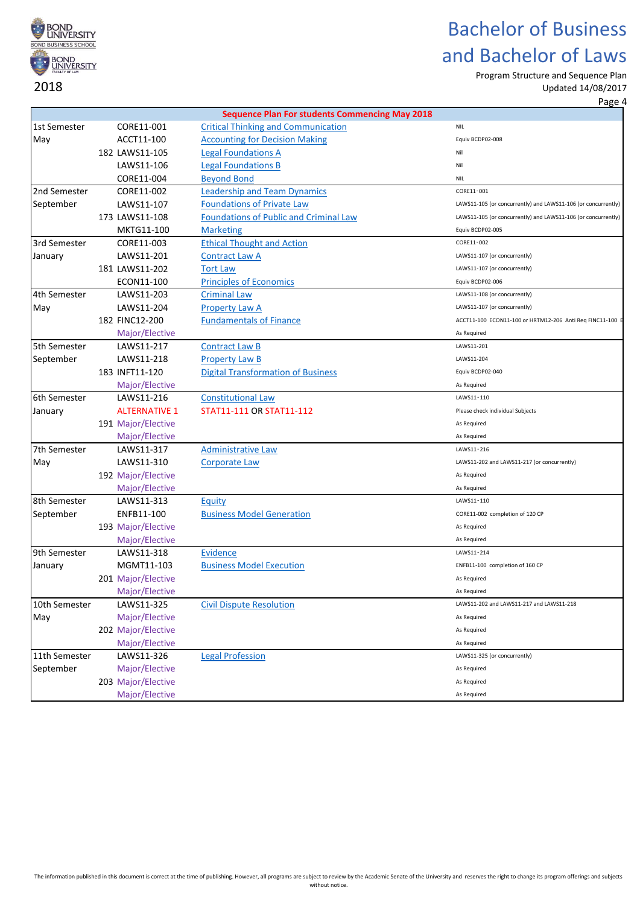# Bachelor of Business and Bachelor of Laws

2018

Program Structure and Sequence Plan
Updated 14/08/2017

| Sequence Plan For students Commencing May 2018 | | | | |
|---|---|---|---|---|
| 1st Semester | | CORE11-001 | Critical Thinking and Communication | NIL |
| May | | ACCT11-100 | Accounting for Decision Making | Equiv BCDP02-008 |
| | 182 | LAWS11-105 | Legal Foundations A | Nil |
| | | LAWS11-106 | Legal Foundations B | Nil |
| | | CORE11-004 | Beyond Bond | NIL |
| 2nd Semester | | CORE11-002 | Leadership and Team Dynamics | CORE11-001 |
| September | | LAWS11-107 | Foundations of Private Law | LAWS11-105 (or concurrently) and LAWS11-106 (or concurrently) |
| | 173 | LAWS11-108 | Foundations of Public and Criminal Law | LAWS11-105 (or concurrently) and LAWS11-106 (or concurrently) |
| | | MKTG11-100 | Marketing | Equiv BCDP02-005 |
| 3rd Semester | | CORE11-003 | Ethical Thought and Action | CORE11-002 |
| January | | LAWS11-201 | Contract Law A | LAWS11-107 (or concurrently) |
| | 181 | LAWS11-202 | Tort Law | LAWS11-107 (or concurrently) |
| | | ECON11-100 | Principles of Economics | Equiv BCDP02-006 |
| 4th Semester | | LAWS11-203 | Criminal Law | LAWS11-108 (or concurrently) |
| May | | LAWS11-204 | Property Law A | LAWS11-107 (or concurrently) |
| | 182 | FINC12-200 | Fundamentals of Finance | ACCT11-100 ECON11-100 or HRTM12-206 Anti Req FINC11-100 E |
| | | Major/Elective | | As Required |
| 5th Semester | | LAWS11-217 | Contract Law B | LAWS11-201 |
| September | | LAWS11-218 | Property Law B | LAWS11-204 |
| | 183 | INFT11-120 | Digital Transformation of Business | Equiv BCDP02-040 |
| | | Major/Elective | | As Required |
| 6th Semester | | LAWS11-216 | Constitutional Law | LAWS11-110 |
| January | | ALTERNATIVE 1 | STAT11-111 OR STAT11-112 | Please check individual Subjects |
| | 191 | Major/Elective | | As Required |
| | | Major/Elective | | As Required |
| 7th Semester | | LAWS11-317 | Administrative Law | LAWS11-216 |
| May | | LAWS11-310 | Corporate Law | LAWS11-202 and LAWS11-217 (or concurrently) |
| | 192 | Major/Elective | | As Required |
| | | Major/Elective | | As Required |
| 8th Semester | | LAWS11-313 | Equity | LAWS11-110 |
| September | | ENFB11-100 | Business Model Generation | CORE11-002 completion of 120 CP |
| | 193 | Major/Elective | | As Required |
| | | Major/Elective | | As Required |
| 9th Semester | | LAWS11-318 | Evidence | LAWS11-214 |
| January | | MGMT11-103 | Business Model Execution | ENFB11-100 completion of 160 CP |
| | 201 | Major/Elective | | As Required |
| | | Major/Elective | | As Required |
| 10th Semester | | LAWS11-325 | Civil Dispute Resolution | LAWS11-202 and LAWS11-217 and LAWS11-218 |
| May | | Major/Elective | | As Required |
| | 202 | Major/Elective | | As Required |
| | | Major/Elective | | As Required |
| 11th Semester | | LAWS11-326 | Legal Profession | LAWS11-325 (or concurrently) |
| September | | Major/Elective | | As Required |
| | 203 | Major/Elective | | As Required |
| | | Major/Elective | | As Required |

The information published in this document is correct at the time of publishing. However, all programs are subject to review by the Academic Senate of the University and reserves the right to change its program offerings and subjects without notice.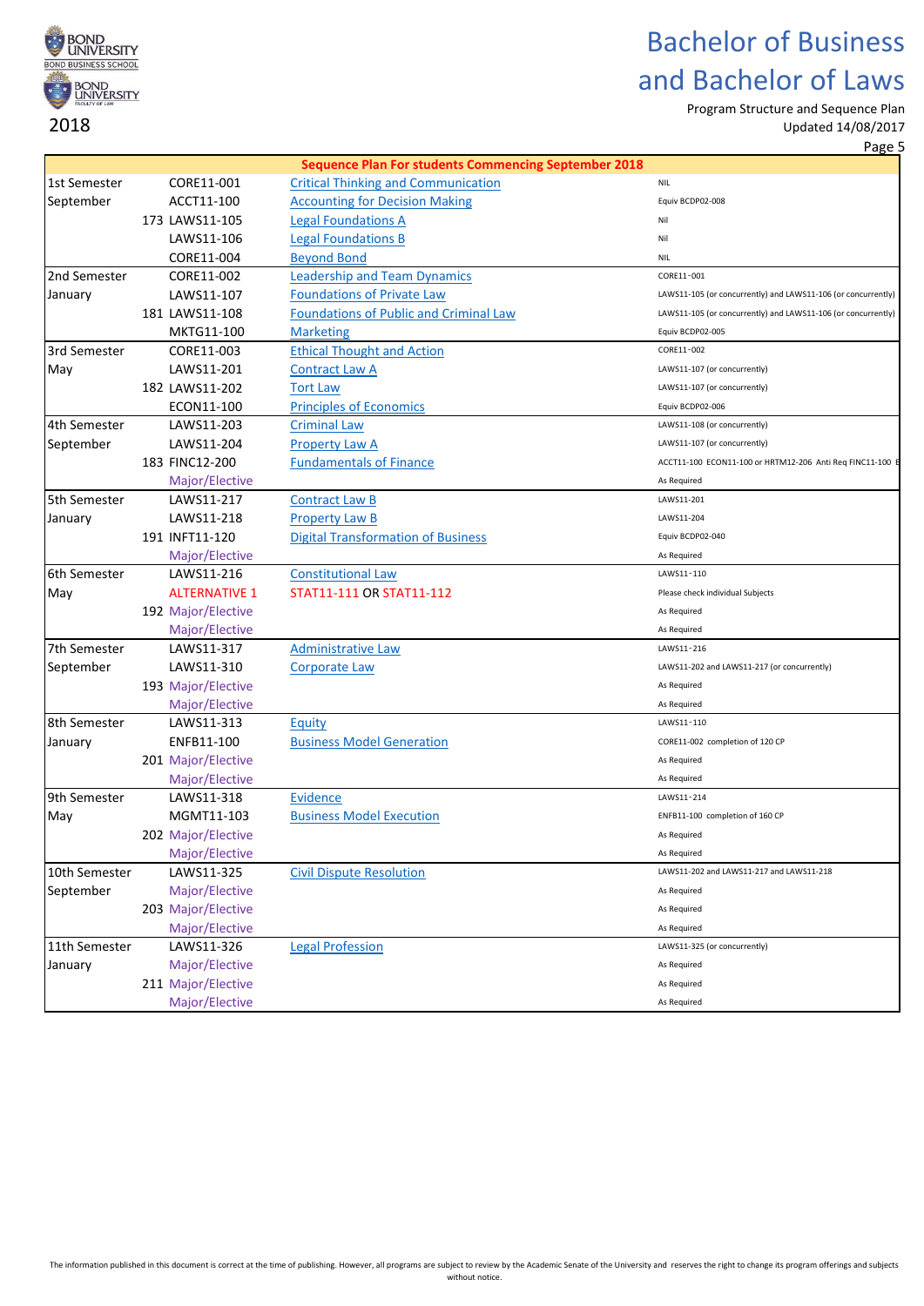2018

# Bachelor of Business and Bachelor of Laws

Program Structure and Sequence Plan
Updated 14/08/2017

| Sequence Plan For students Commencing September 2018 | | | | |
|---|---|---|---|---|
| 1st Semester | | CORE11-001 | Critical Thinking and Communication | NIL |
| September | | ACCT11-100 | Accounting for Decision Making | Equiv BCDP02-008 |
| | 173 | LAWS11-105 | Legal Foundations A | Nil |
| | | LAWS11-106 | Legal Foundations B | Nil |
| | | CORE11-004 | Beyond Bond | NIL |
| 2nd Semester | | CORE11-002 | Leadership and Team Dynamics | CORE11-001 |
| January | | LAWS11-107 | Foundations of Private Law | LAWS11-105 (or concurrently) and LAWS11-106 (or concurrently) |
| | 181 | LAWS11-108 | Foundations of Public and Criminal Law | LAWS11-105 (or concurrently) and LAWS11-106 (or concurrently) |
| | | MKTG11-100 | Marketing | Equiv BCDP02-005 |
| 3rd Semester | | CORE11-003 | Ethical Thought and Action | CORE11-002 |
| May | | LAWS11-201 | Contract Law A | LAWS11-107 (or concurrently) |
| | 182 | LAWS11-202 | Tort Law | LAWS11-107 (or concurrently) |
| | | ECON11-100 | Principles of Economics | Equiv BCDP02-006 |
| 4th Semester | | LAWS11-203 | Criminal Law | LAWS11-108 (or concurrently) |
| September | | LAWS11-204 | Property Law A | LAWS11-107 (or concurrently) |
| | 183 | FINC12-200 | Fundamentals of Finance | ACCT11-100 ECON11-100 or HRTM12-206 Anti Req FINC11-100 E |
| | | Major/Elective | | As Required |
| 5th Semester | | LAWS11-217 | Contract Law B | LAWS11-201 |
| January | | LAWS11-218 | Property Law B | LAWS11-204 |
| | 191 | INFT11-120 | Digital Transformation of Business | Equiv BCDP02-040 |
| | | Major/Elective | | As Required |
| 6th Semester | | LAWS11-216 | Constitutional Law | LAWS11-110 |
| May | | ALTERNATIVE 1 | STAT11-111 OR STAT11-112 | Please check individual Subjects |
| | 192 | Major/Elective | | As Required |
| | | Major/Elective | | As Required |
| 7th Semester | | LAWS11-317 | Administrative Law | LAWS11-216 |
| September | | LAWS11-310 | Corporate Law | LAWS11-202 and LAWS11-217 (or concurrently) |
| | 193 | Major/Elective | | As Required |
| | | Major/Elective | | As Required |
| 8th Semester | | LAWS11-313 | Equity | LAWS11-110 |
| January | | ENFB11-100 | Business Model Generation | CORE11-002 completion of 120 CP |
| | 201 | Major/Elective | | As Required |
| | | Major/Elective | | As Required |
| 9th Semester | | LAWS11-318 | Evidence | LAWS11-214 |
| May | | MGMT11-103 | Business Model Execution | ENFB11-100 completion of 160 CP |
| | 202 | Major/Elective | | As Required |
| | | Major/Elective | | As Required |
| 10th Semester | | LAWS11-325 | Civil Dispute Resolution | LAWS11-202 and LAWS11-217 and LAWS11-218 |
| September | | Major/Elective | | As Required |
| | 203 | Major/Elective | | As Required |
| | | Major/Elective | | As Required |
| 11th Semester | | LAWS11-326 | Legal Profession | LAWS11-325 (or concurrently) |
| January | | Major/Elective | | As Required |
| | 211 | Major/Elective | | As Required |
| | | Major/Elective | | As Required |

The information published in this document is correct at the time of publishing. However, all programs are subject to review by the Academic Senate of the University and reserves the right to change its program offerings and subjects without notice.